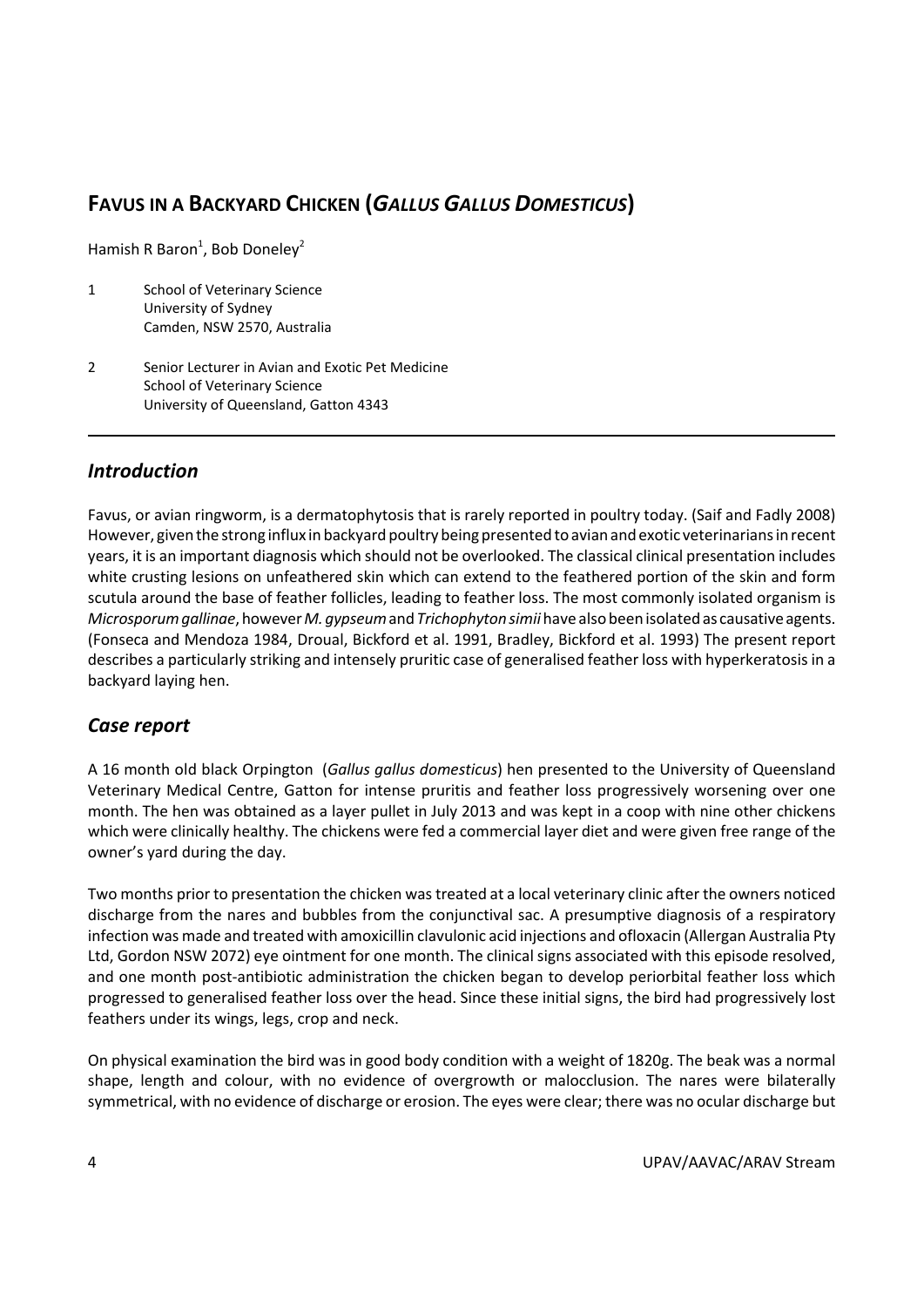# FAVUS IN A BACKYARD CHICKEN (*GALLUS GALLUS DOMESTICUS*)

Hamish R Baron[1], Bob Doneley[2]

1. School of Veterinary Science
   University of Sydney
   Camden, NSW 2570, Australia

2. Senior Lecturer in Avian and Exotic Pet Medicine
   School of Veterinary Science
   University of Queensland, Gatton 4343

## *Introduction*

Favus, or avian ringworm, is a dermatophytosis that is rarely reported in poultry today. (Saif and Fadly 2008) However, given the strong influx in backyard poultry being presented to avian and exotic veterinarians in recent years, it is an important diagnosis which should not be overlooked. The classical clinical presentation includes white crusting lesions on unfeathered skin which can extend to the feathered portion of the skin and form scutula around the base of feather follicles, leading to feather loss. The most commonly isolated organism is *Microsporum gallinae*, however *M. gypseum* and *Trichophyton simii* have also been isolated as causative agents. (Fonseca and Mendoza 1984, Droual, Bickford et al. 1991, Bradley, Bickford et al. 1993) The present report describes a particularly striking and intensely pruritic case of generalised feather loss with hyperkeratosis in a backyard laying hen.

## *Case report*

A 16 month old black Orpington (*Gallus gallus domesticus*) hen presented to the University of Queensland Veterinary Medical Centre, Gatton for intense pruritis and feather loss progressively worsening over one month. The hen was obtained as a layer pullet in July 2013 and was kept in a coop with nine other chickens which were clinically healthy. The chickens were fed a commercial layer diet and were given free range of the owner's yard during the day.

Two months prior to presentation the chicken was treated at a local veterinary clinic after the owners noticed discharge from the nares and bubbles from the conjunctival sac. A presumptive diagnosis of a respiratory infection was made and treated with amoxicillin clavulonic acid injections and ofloxacin (Allergan Australia Pty Ltd, Gordon NSW 2072) eye ointment for one month. The clinical signs associated with this episode resolved, and one month post-antibiotic administration the chicken began to develop periorbital feather loss which progressed to generalised feather loss over the head. Since these initial signs, the bird had progressively lost feathers under its wings, legs, crop and neck.

On physical examination the bird was in good body condition with a weight of 1820g. The beak was a normal shape, length and colour, with no evidence of overgrowth or malocclusion. The nares were bilaterally symmetrical, with no evidence of discharge or erosion. The eyes were clear; there was no ocular discharge but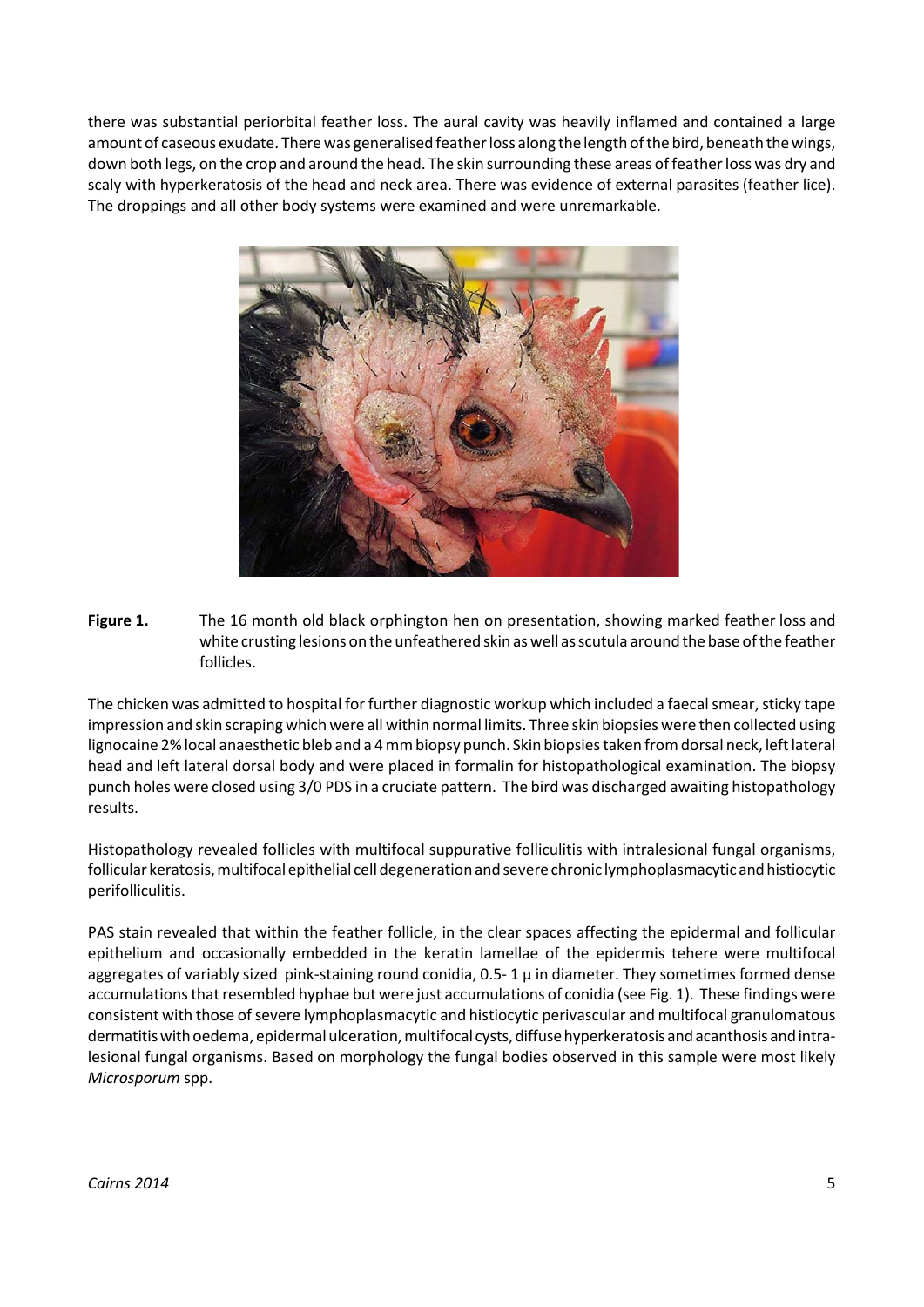there was substantial periorbital feather loss. The aural cavity was heavily inflamed and contained a large amount of caseous exudate. There was generalised feather loss along the length of the bird, beneath the wings, down both legs, on the crop and around the head. The skin surrounding these areas of feather loss was dry and scaly with hyperkeratosis of the head and neck area. There was evidence of external parasites (feather lice). The droppings and all other body systems were examined and were unremarkable.

**Figure 1.** The 16 month old black orphington hen on presentation, showing marked feather loss and white crusting lesions on the unfeathered skin as well as scutula around the base of the feather follicles.

The chicken was admitted to hospital for further diagnostic workup which included a faecal smear, sticky tape impression and skin scraping which were all within normal limits. Three skin biopsies were then collected using lignocaine 2% local anaesthetic bleb and a 4 mm biopsy punch. Skin biopsies taken from dorsal neck, left lateral head and left lateral dorsal body and were placed in formalin for histopathological examination. The biopsy punch holes were closed using 3/0 PDS in a cruciate pattern. The bird was discharged awaiting histopathology results.

Histopathology revealed follicles with multifocal suppurative folliculitis with intralesional fungal organisms, follicular keratosis, multifocal epithelial cell degeneration and severe chronic lymphoplasmacytic and histiocytic perifolliculitis.

PAS stain revealed that within the feather follicle, in the clear spaces affecting the epidermal and follicular epithelium and occasionally embedded in the keratin lamellae of the epidermis tehere were multifocal aggregates of variably sized pink-staining round conidia, 0.5- 1 μ in diameter. They sometimes formed dense accumulations that resembled hyphae but were just accumulations of conidia (see Fig. 1). These findings were consistent with those of severe lymphoplasmacytic and histiocytic perivascular and multifocal granulomatous dermatitis with oedema, epidermal ulceration, multifocal cysts, diffuse hyperkeratosis and acanthosis and intra-lesional fungal organisms. Based on morphology the fungal bodies observed in this sample were most likely *Microsporum* spp.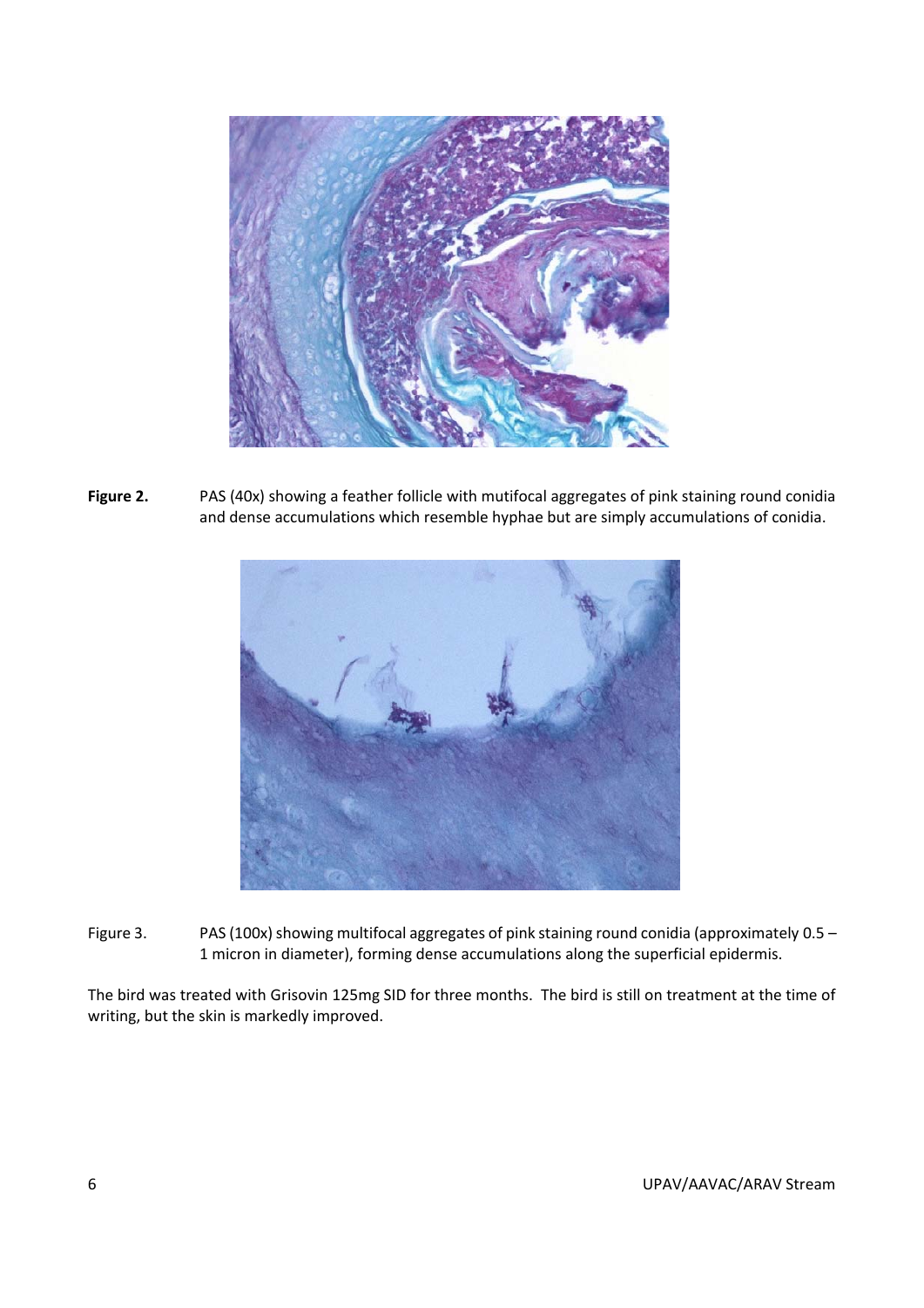**Figure 2.** PAS (40x) showing a feather follicle with mutifocal aggregates of pink staining round conidia and dense accumulations which resemble hyphae but are simply accumulations of conidia.

Figure 3. PAS (100x) showing multifocal aggregates of pink staining round conidia (approximately 0.5 – 1 micron in diameter), forming dense accumulations along the superficial epidermis.

The bird was treated with Grisovin 125mg SID for three months. The bird is still on treatment at the time of writing, but the skin is markedly improved.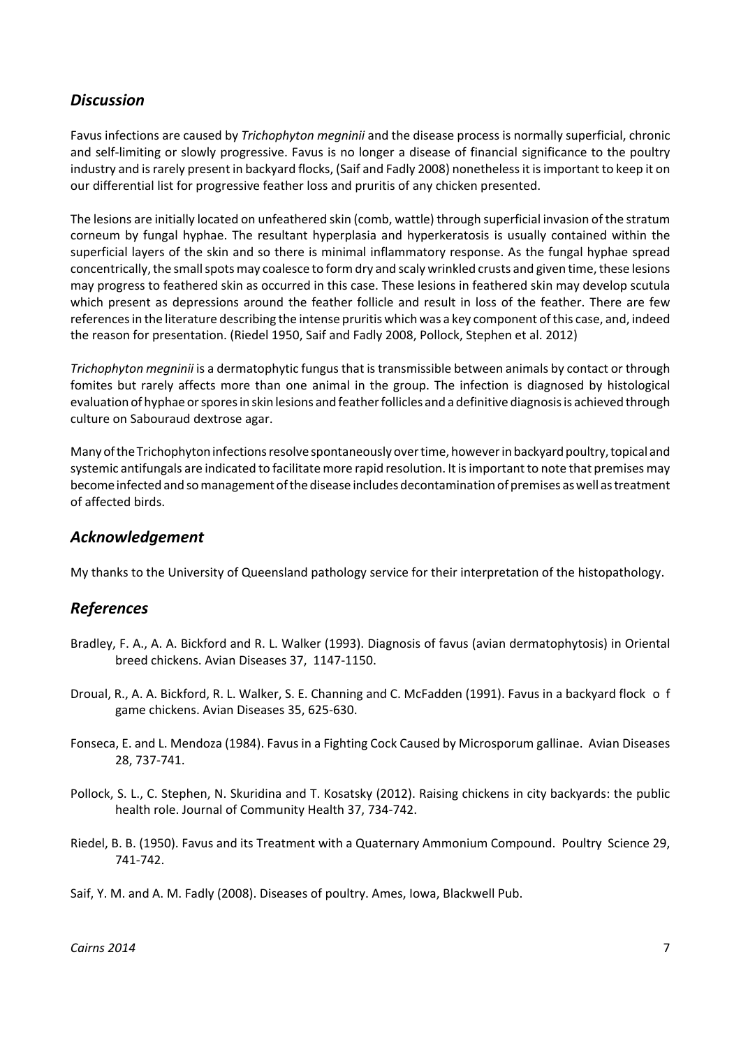## *Discussion*

Favus infections are caused by *Trichophyton megninii* and the disease process is normally superficial, chronic and self-limiting or slowly progressive. Favus is no longer a disease of financial significance to the poultry industry and is rarely present in backyard flocks, (Saif and Fadly 2008) nonetheless it is important to keep it on our differential list for progressive feather loss and pruritis of any chicken presented.

The lesions are initially located on unfeathered skin (comb, wattle) through superficial invasion of the stratum corneum by fungal hyphae. The resultant hyperplasia and hyperkeratosis is usually contained within the superficial layers of the skin and so there is minimal inflammatory response. As the fungal hyphae spread concentrically, the small spots may coalesce to form dry and scaly wrinkled crusts and given time, these lesions may progress to feathered skin as occurred in this case. These lesions in feathered skin may develop scutula which present as depressions around the feather follicle and result in loss of the feather. There are few references in the literature describing the intense pruritis which was a key component of this case, and, indeed the reason for presentation. (Riedel 1950, Saif and Fadly 2008, Pollock, Stephen et al. 2012)

*Trichophyton megninii* is a dermatophytic fungus that is transmissible between animals by contact or through fomites but rarely affects more than one animal in the group. The infection is diagnosed by histological evaluation of hyphae or spores in skin lesions and feather follicles and a definitive diagnosis is achieved through culture on Sabouraud dextrose agar.

Many of the Trichophyton infections resolve spontaneously over time, however in backyard poultry, topical and systemic antifungals are indicated to facilitate more rapid resolution. It is important to note that premises may become infected and so management of the disease includes decontamination of premises as well as treatment of affected birds.

## *Acknowledgement*

My thanks to the University of Queensland pathology service for their interpretation of the histopathology.

## *References*

Bradley, F. A., A. A. Bickford and R. L. Walker (1993). Diagnosis of favus (avian dermatophytosis) in Oriental breed chickens. Avian Diseases 37, 1147-1150.

Droual, R., A. A. Bickford, R. L. Walker, S. E. Channing and C. McFadden (1991). Favus in a backyard flock o f game chickens. Avian Diseases 35, 625-630.

Fonseca, E. and L. Mendoza (1984). Favus in a Fighting Cock Caused by Microsporum gallinae. Avian Diseases 28, 737-741.

Pollock, S. L., C. Stephen, N. Skuridina and T. Kosatsky (2012). Raising chickens in city backyards: the public health role. Journal of Community Health 37, 734-742.

Riedel, B. B. (1950). Favus and its Treatment with a Quaternary Ammonium Compound. Poultry Science 29, 741-742.

Saif, Y. M. and A. M. Fadly (2008). Diseases of poultry. Ames, Iowa, Blackwell Pub.